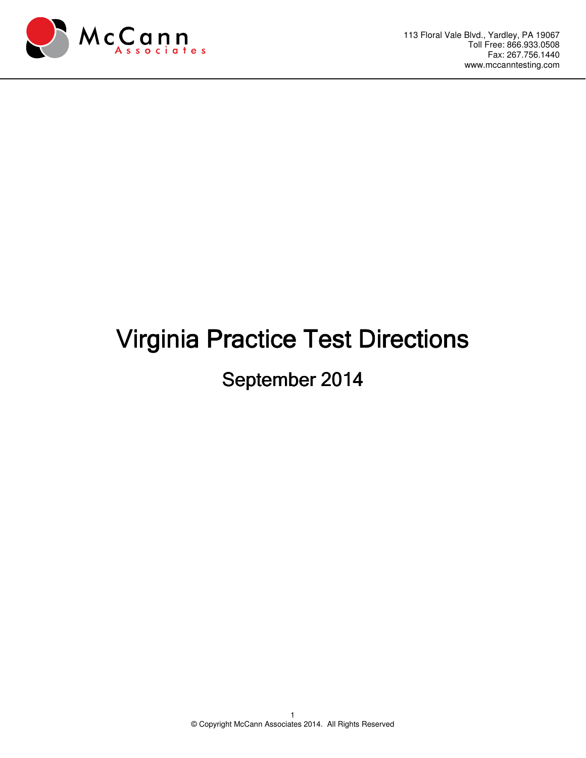McCann Associates

113 Floral Vale Blvd., Yardley, PA 19067
Toll Free: 866.933.0508
Fax: 267.756.1440
www.mccanntesting.com

# Virginia Practice Test Directions

## September 2014

© Copyright McCann Associates 2014. All Rights Reserved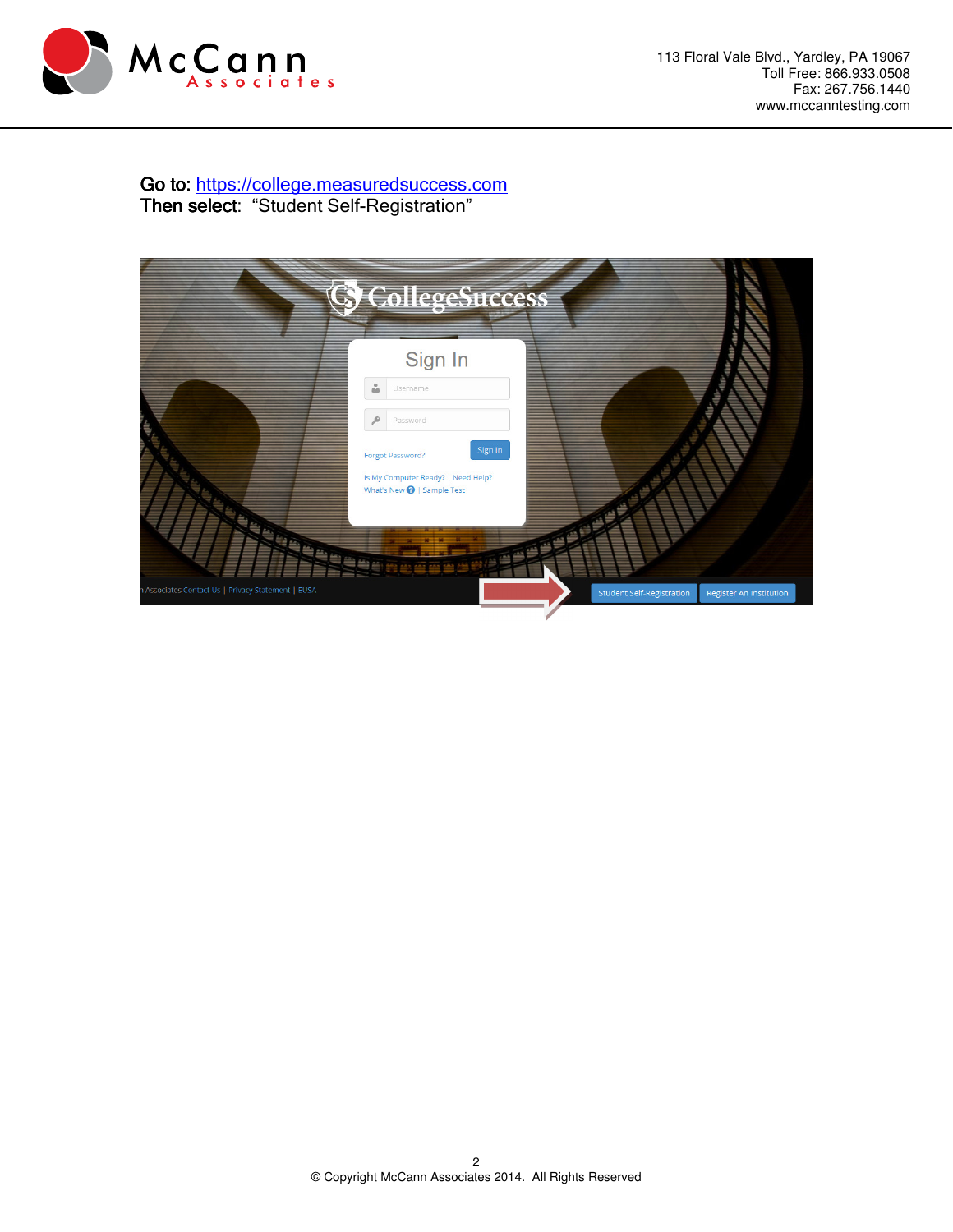Go to: https://college.measuredsuccess.com
Then select: "Student Self-Registration"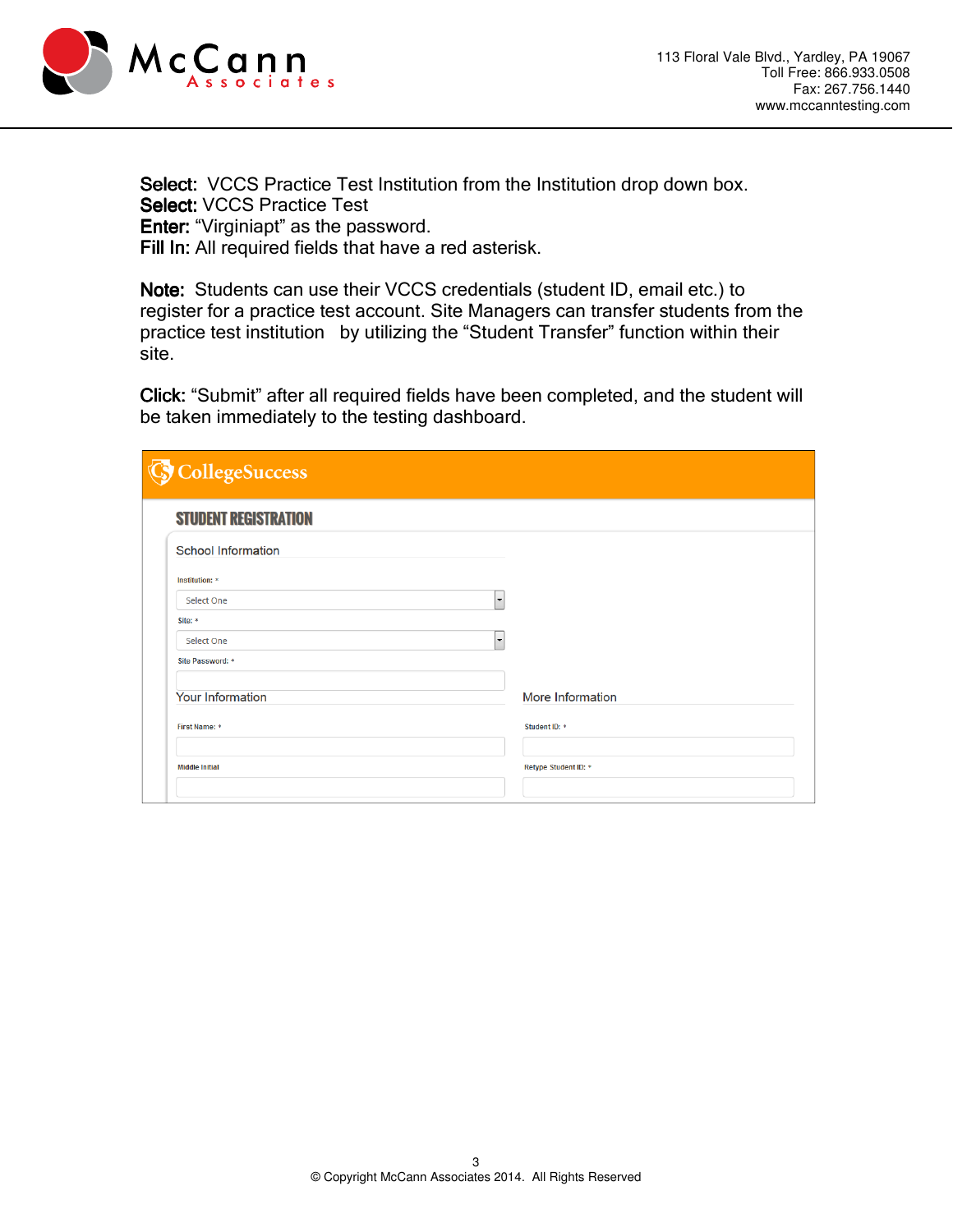**Select:** VCCS Practice Test Institution from the Institution drop down box.
**Select:** VCCS Practice Test
**Enter:** "Virginiapt" as the password.
**Fill In:** All required fields that have a red asterisk.

**Note:** Students can use their VCCS credentials (student ID, email etc.) to register for a practice test account. Site Managers can transfer students from the practice test institution by utilizing the "Student Transfer" function within their site.

**Click:** "Submit" after all required fields have been completed, and the student will be taken immediately to the testing dashboard.

CollegeSuccess

STUDENT REGISTRATION

School Information

Institution: *
Select One

Site: *
Select One

Site Password: *

Your Information

First Name: *

Middle Initial

More Information

Student ID: *

Retype Student ID: *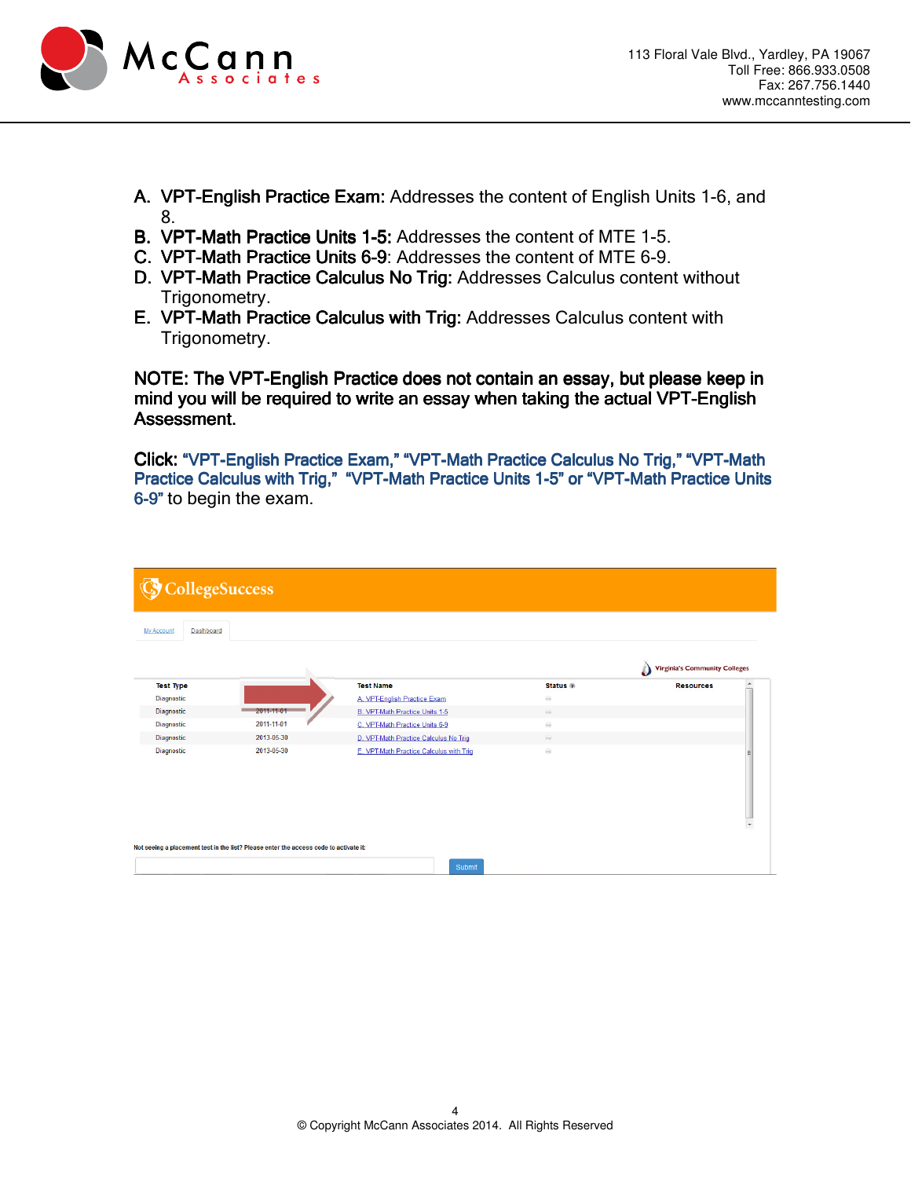A. **VPT-English Practice Exam:** Addresses the content of English Units 1-6, and 8.
B. **VPT-Math Practice Units 1-5:** Addresses the content of MTE 1-5.
C. **VPT-Math Practice Units 6-9**: Addresses the content of MTE 6-9.
D. **VPT-Math Practice Calculus No Trig:** Addresses Calculus content without Trigonometry.
E. **VPT-Math Practice Calculus with Trig:** Addresses Calculus content with Trigonometry.

**NOTE: The VPT-English Practice does not contain an essay, but please keep in mind you will be required to write an essay when taking the actual VPT-English Assessment.**

**Click: "VPT-English Practice Exam," "VPT-Math Practice Calculus No Trig," "VPT-Math Practice Calculus with Trig," "VPT-Math Practice Units 1-5" or "VPT-Math Practice Units 6-9"** to begin the exam.

CollegeSuccess

My Account | Dashboard

Virginia's Community Colleges

| Test Type | | Test Name | Status | Resources |
|---|---|---|---|---|
| Diagnostic | | A. VPT-English Practice Exam | | |
| Diagnostic | 2011-11-01 | B. VPT-Math Practice Units 1-5 | | |
| Diagnostic | 2011-11-01 | C. VPT-Math Practice Units 6-9 | | |
| Diagnostic | 2013-05-30 | D. VPT-Math Practice Calculus No Trig | | |
| Diagnostic | 2013-05-30 | E. VPT-Math Practice Calculus with Trig | | |

Not seeing a placement test in the list? Please enter the access code to activate it:

Submit

© Copyright McCann Associates 2014. All Rights Reserved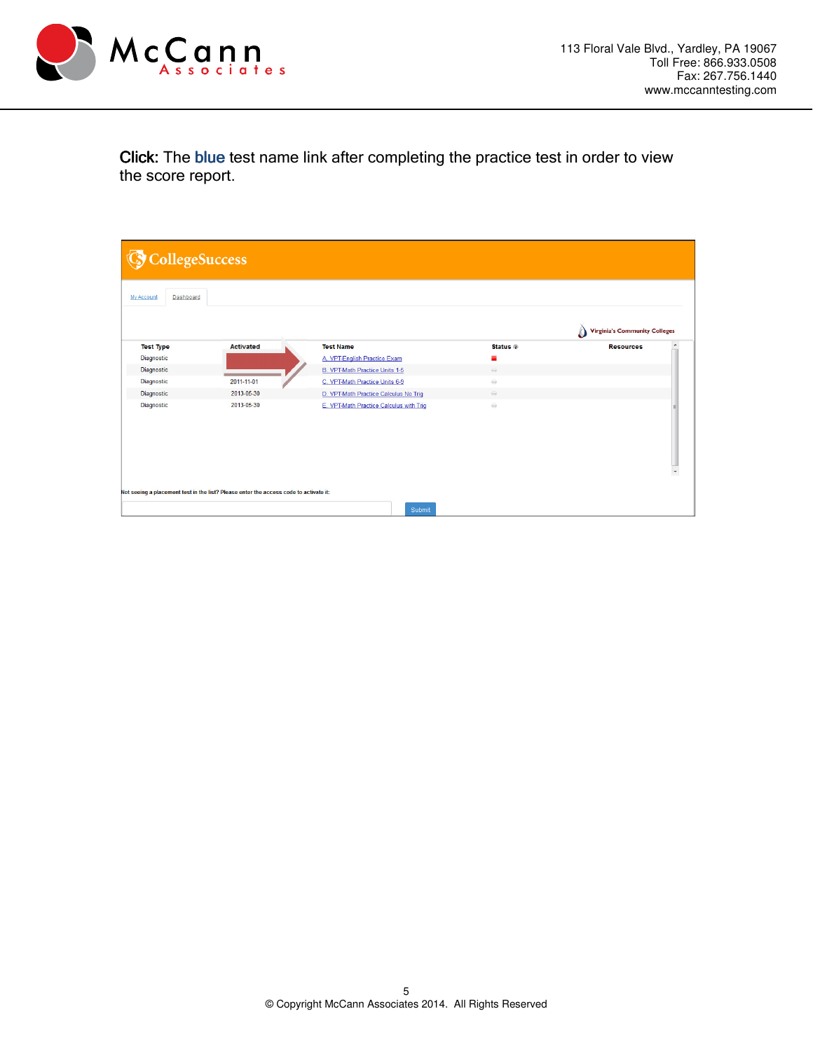**Click:** The blue test name link after completing the practice test in order to view the score report.

| Test Type | Activated | Test Name | Status | Resources |
|---|---|---|---|---|
| Diagnostic | | A. VPT-English Practice Exam | | |
| Diagnostic | | B. VPT-Math Practice Units 1-5 | | |
| Diagnostic | 2011-11-01 | C. VPT-Math Practice Units 6-9 | | |
| Diagnostic | 2013-05-30 | D. VPT-Math Practice Calculus No Trig | | |
| Diagnostic | 2013-05-30 | E. VPT-Math Practice Calculus with Trig | | |

Not seeing a placement test in the list? Please enter the access code to activate it:

Submit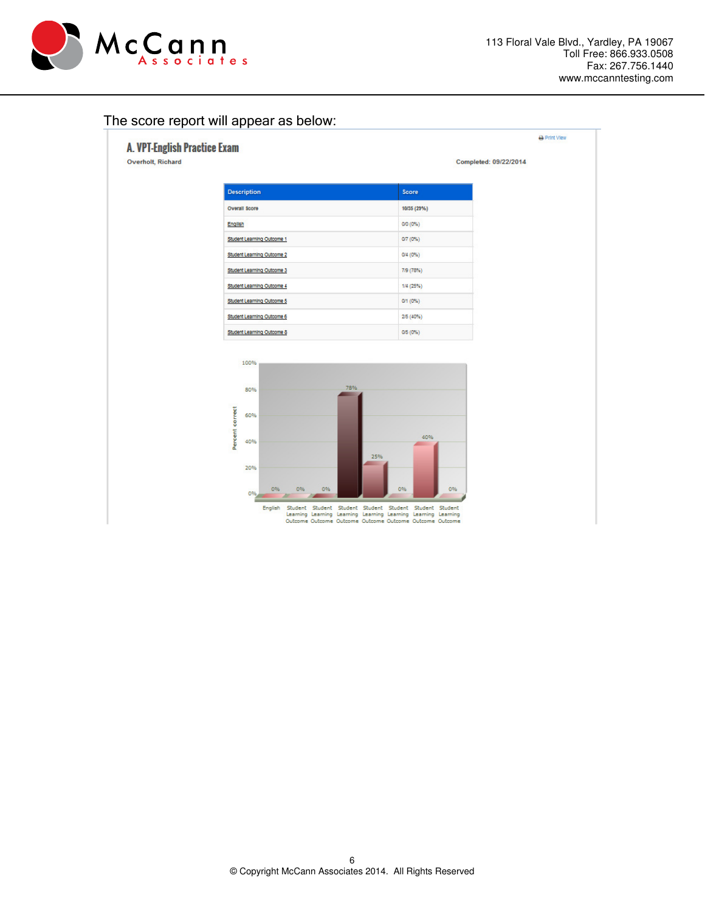The score report will appear as below:

Print View

## A. VPT-English Practice Exam

Overholt, Richard

Completed: 09/22/2014

| Description | Score |
|---|---|
| Overall Score | 10/35 (29%) |
| English | 0/0 (0%) |
| Student Learning Outcome 1 | 0/7 (0%) |
| Student Learning Outcome 2 | 0/4 (0%) |
| Student Learning Outcome 3 | 7/9 (78%) |
| Student Learning Outcome 4 | 1/4 (25%) |
| Student Learning Outcome 5 | 0/1 (0%) |
| Student Learning Outcome 6 | 2/5 (40%) |
| Student Learning Outcome 8 | 0/5 (0%) |

Percent correct

| English | Student Learning Outcome | Student Learning Outcome | Student Learning Outcome | Student Learning Outcome | Student Learning Outcome | Student Learning Outcome | Student Learning Outcome |
|---|---|---|---|---|---|---|---|
| 0% | 0% | 0% | 78% | 25% | 0% | 40% | 0% |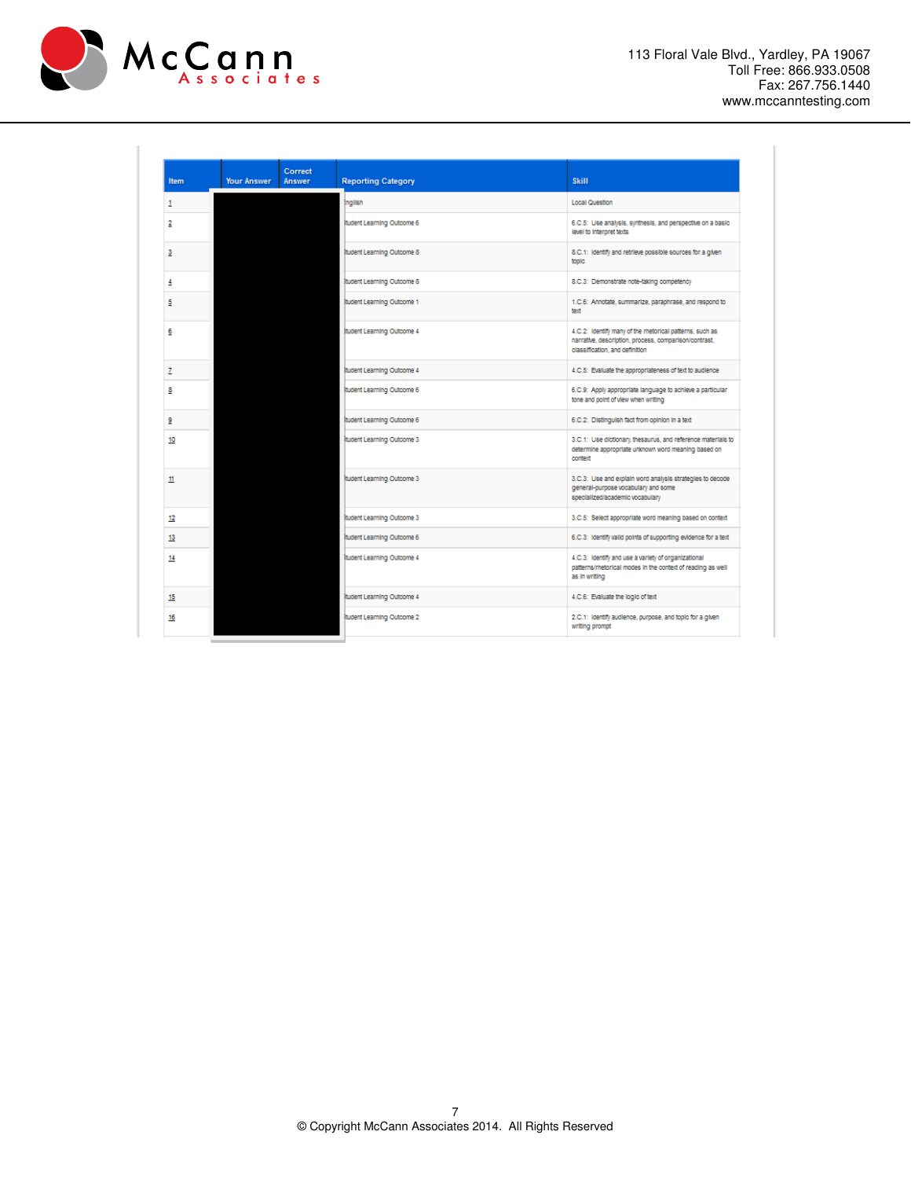| Item | Your Answer | Correct Answer | Reporting Category | Skill |
|---|---|---|---|---|
| 1 | | | English | Local Question |
| 2 | | | Student Learning Outcome 6 | 6.C.5: Use analysis, synthesis, and perspective on a basic level to interpret texts |
| 3 | | | Student Learning Outcome 8 | 8.C.1: Identify and retrieve possible sources for a given topic |
| 4 | | | Student Learning Outcome 8 | 8.C.3: Demonstrate note-taking competency |
| 5 | | | Student Learning Outcome 1 | 1.C.6: Annotate, summarize, paraphrase, and respond to text |
| 6 | | | Student Learning Outcome 4 | 4.C.2: Identify many of the rhetorical patterns, such as narrative, description, process, comparison/contrast, classification, and definition |
| 7 | | | Student Learning Outcome 4 | 4.C.5: Evaluate the appropriateness of text to audience |
| 8 | | | Student Learning Outcome 6 | 6.C.9: Apply appropriate language to achieve a particular tone and point of view when writing |
| 9 | | | Student Learning Outcome 6 | 6.C.2: Distinguish fact from opinion in a text |
| 10 | | | Student Learning Outcome 3 | 3.C.1: Use dictionary, thesaurus, and reference materials to determine appropriate unknown word meaning based on context |
| 11 | | | Student Learning Outcome 3 | 3.C.3: Use and explain word analysis strategies to decode general-purpose vocabulary and some specialized/academic vocabulary |
| 12 | | | Student Learning Outcome 3 | 3.C.5: Select appropriate word meaning based on context |
| 13 | | | Student Learning Outcome 6 | 6.C.3: Identify valid points of supporting evidence for a text |
| 14 | | | Student Learning Outcome 4 | 4.C.3: Identify and use a variety of organizational patterns/rhetorical modes in the context of reading as well as in writing |
| 15 | | | Student Learning Outcome 4 | 4.C.6: Evaluate the logic of text |
| 16 | | | Student Learning Outcome 2 | 2.C.1: Identify audience, purpose, and topic for a given writing prompt |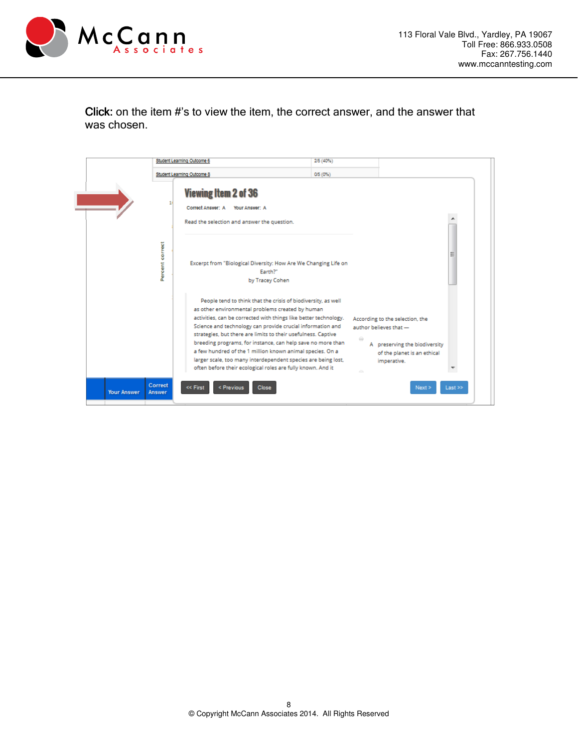**Click:** on the item #'s to view the item, the correct answer, and the answer that was chosen.

Student Learning Outcome 6 2/5 (40%)

Student Learning Outcome 8 0/5 (0%)

Viewing Item 2 of 36

Correct Answer: A Your Answer: A

Read the selection and answer the question.

Excerpt from "Biological Diversity: How Are We Changing Life on Earth?"
by Tracey Cohen

People tend to think that the crisis of biodiversity, as well as other environmental problems created by human activities, can be corrected with things like better technology. Science and technology can provide crucial information and strategies, but there are limits to their usefulness. Captive breeding programs, for instance, can help save no more than a few hundred of the 1 million known animal species. On a larger scale, too many interdependent species are being lost, often before their ecological roles are fully known. And it

According to the selection, the author believes that —

A preserving the biodiversity of the planet is an ethical imperative.

Percent correct

Your Answer Correct Answer

<< First < Previous Close Next > Last >>